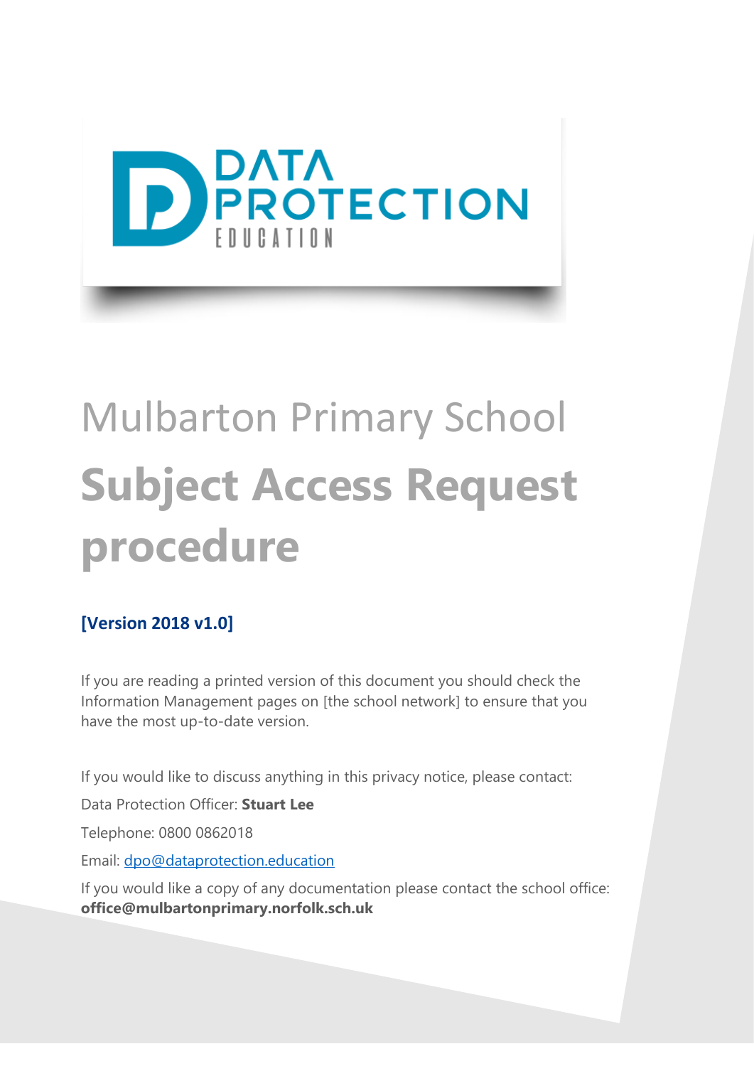DATA PROTECTION EDUCATION

# Mulbarton Primary School

# Subject Access Request procedure

**[Version 2018 v1.0]**

If you are reading a printed version of this document you should check the Information Management pages on [the school network] to ensure that you have the most up-to-date version.

If you would like to discuss anything in this privacy notice, please contact:

Data Protection Officer: **Stuart Lee**

Telephone: 0800 0862018

Email: dpo@dataprotection.education

If you would like a copy of any documentation please contact the school office: **office@mulbartonprimary.norfolk.sch.uk**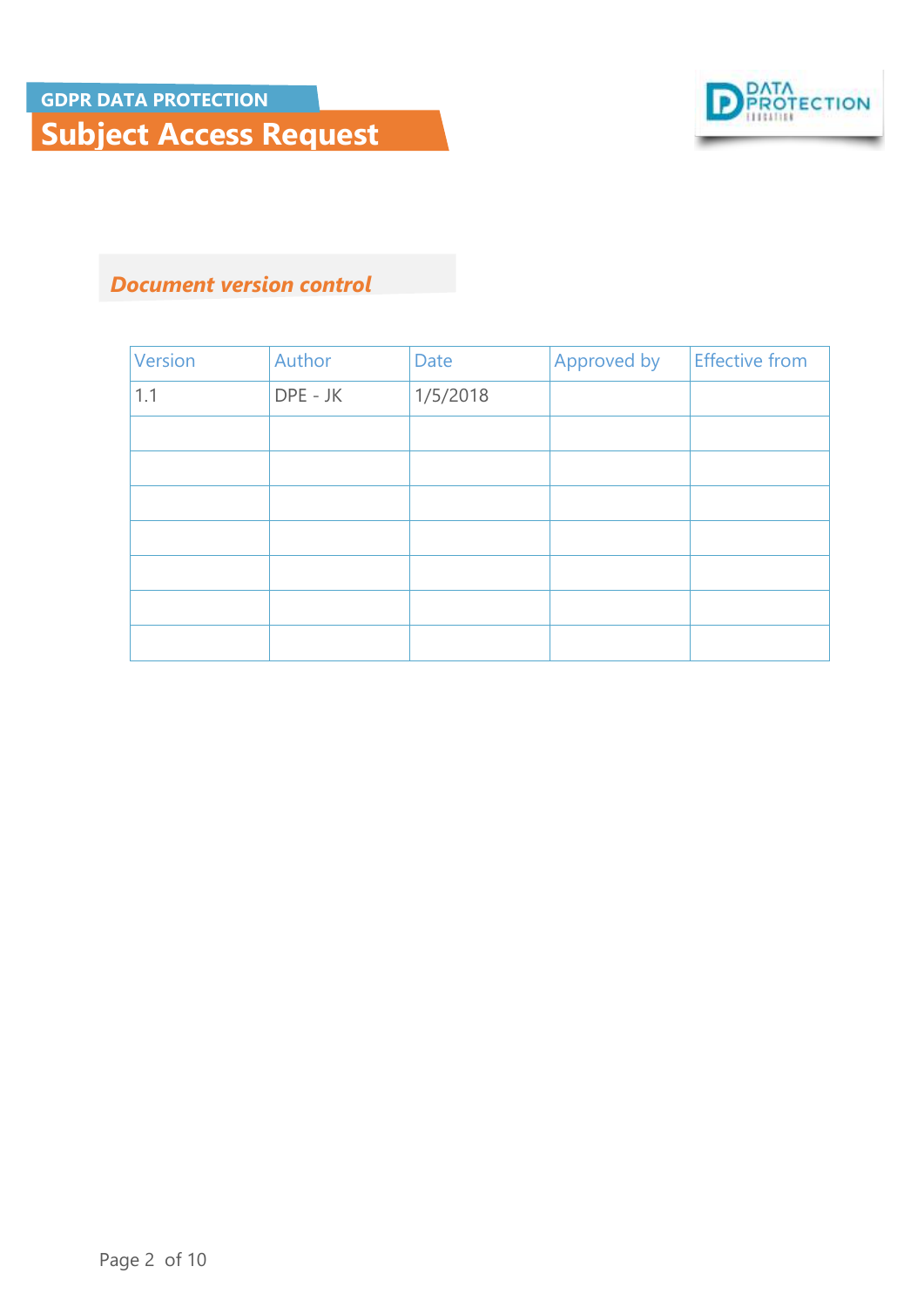## Document version control

| Version | Author | Date | Approved by | Effective from |
|---|---|---|---|---|
| 1.1 | DPE - JK | 1/5/2018 | | |
| | | | | |
| | | | | |
| | | | | |
| | | | | |
| | | | | |
| | | | | |
| | | | | |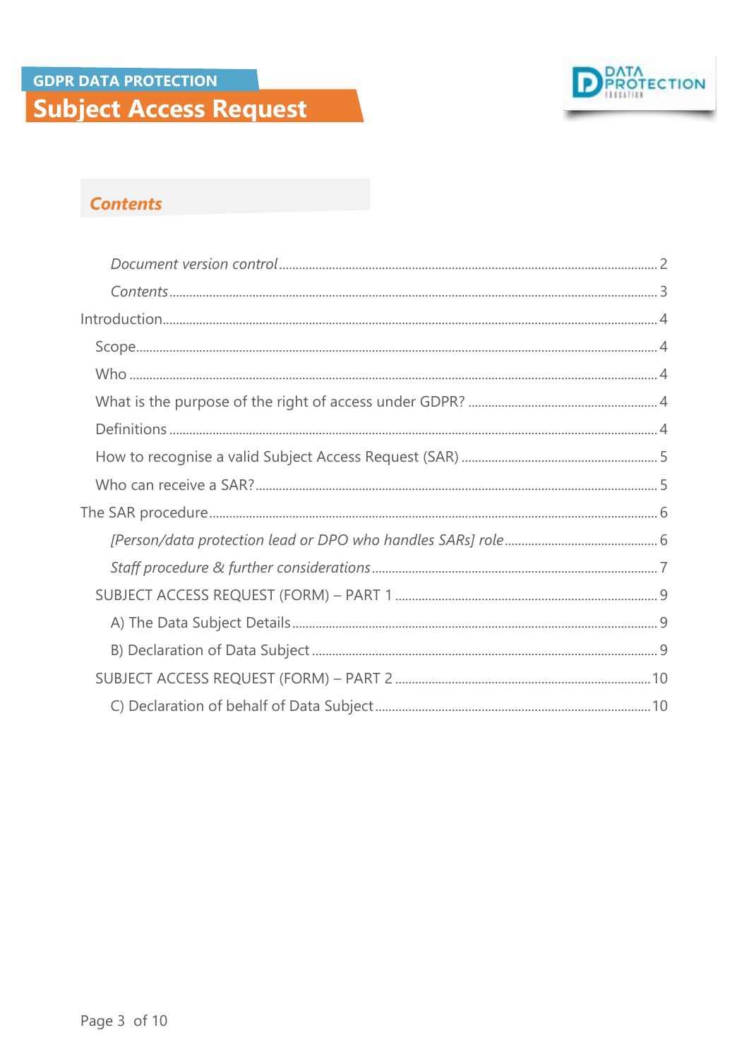# GDPR DATA PROTECTION

# Subject Access Request

## *Contents*

- *Document version control* ........ 2
- *Contents* ........ 3
- Introduction ........ 4
  - Scope ........ 4
  - Who ........ 4
  - What is the purpose of the right of access under GDPR? ........ 4
  - Definitions ........ 4
  - How to recognise a valid Subject Access Request (SAR) ........ 5
  - Who can receive a SAR? ........ 5
- The SAR procedure ........ 6
  - *[Person/data protection lead or DPO who handles SARs] role* ........ 6
  - *Staff procedure & further considerations* ........ 7
  - SUBJECT ACCESS REQUEST (FORM) – PART 1 ........ 9
    - A) The Data Subject Details ........ 9
    - B) Declaration of Data Subject ........ 9
  - SUBJECT ACCESS REQUEST (FORM) – PART 2 ........ 10
    - C) Declaration of behalf of Data Subject ........ 10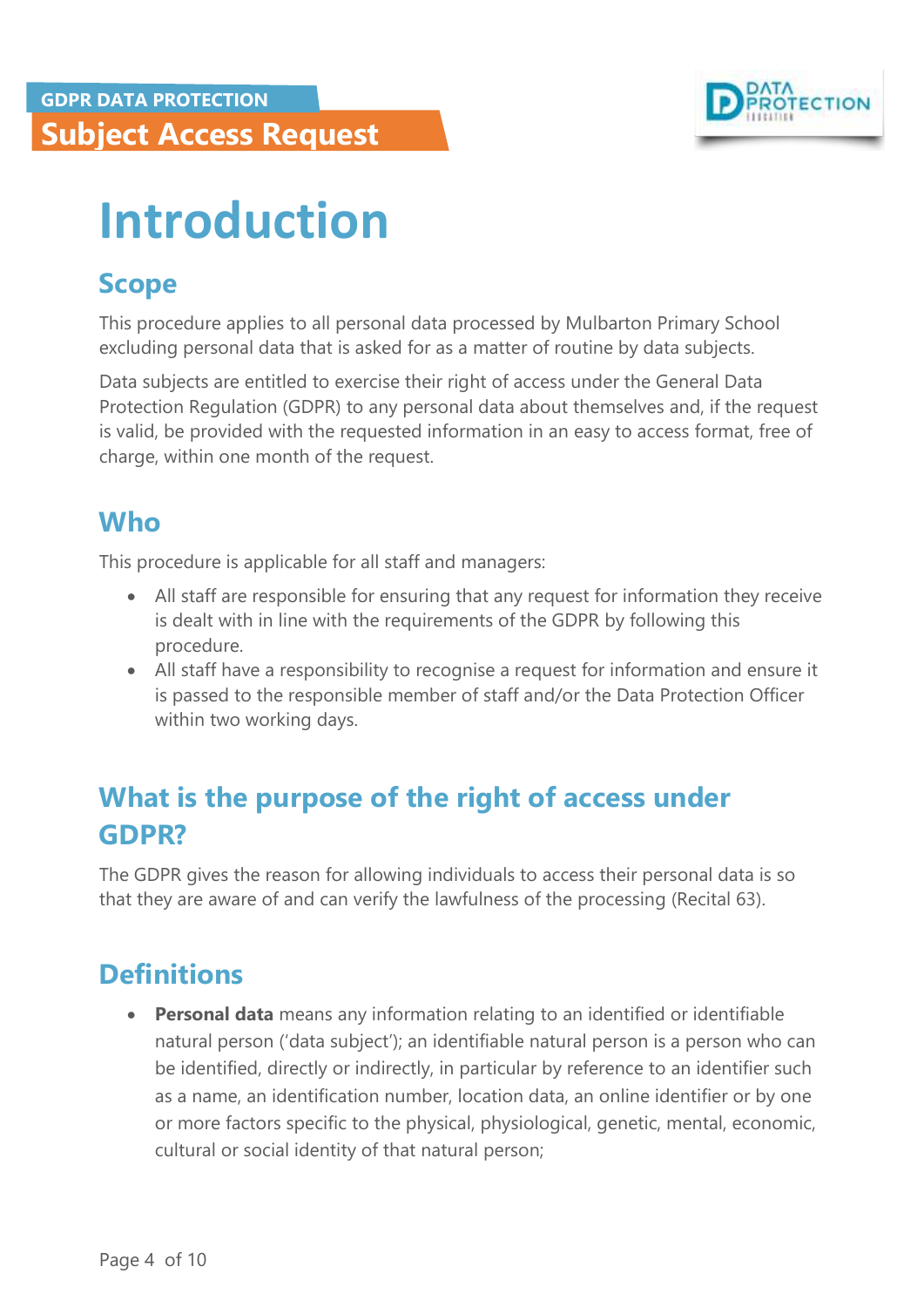# Introduction

## Scope

This procedure applies to all personal data processed by Mulbarton Primary School excluding personal data that is asked for as a matter of routine by data subjects.

Data subjects are entitled to exercise their right of access under the General Data Protection Regulation (GDPR) to any personal data about themselves and, if the request is valid, be provided with the requested information in an easy to access format, free of charge, within one month of the request.

## Who

This procedure is applicable for all staff and managers:

- All staff are responsible for ensuring that any request for information they receive is dealt with in line with the requirements of the GDPR by following this procedure.
- All staff have a responsibility to recognise a request for information and ensure it is passed to the responsible member of staff and/or the Data Protection Officer within two working days.

## What is the purpose of the right of access under GDPR?

The GDPR gives the reason for allowing individuals to access their personal data is so that they are aware of and can verify the lawfulness of the processing (Recital 63).

## Definitions

- **Personal data** means any information relating to an identified or identifiable natural person ('data subject'); an identifiable natural person is a person who can be identified, directly or indirectly, in particular by reference to an identifier such as a name, an identification number, location data, an online identifier or by one or more factors specific to the physical, physiological, genetic, mental, economic, cultural or social identity of that natural person;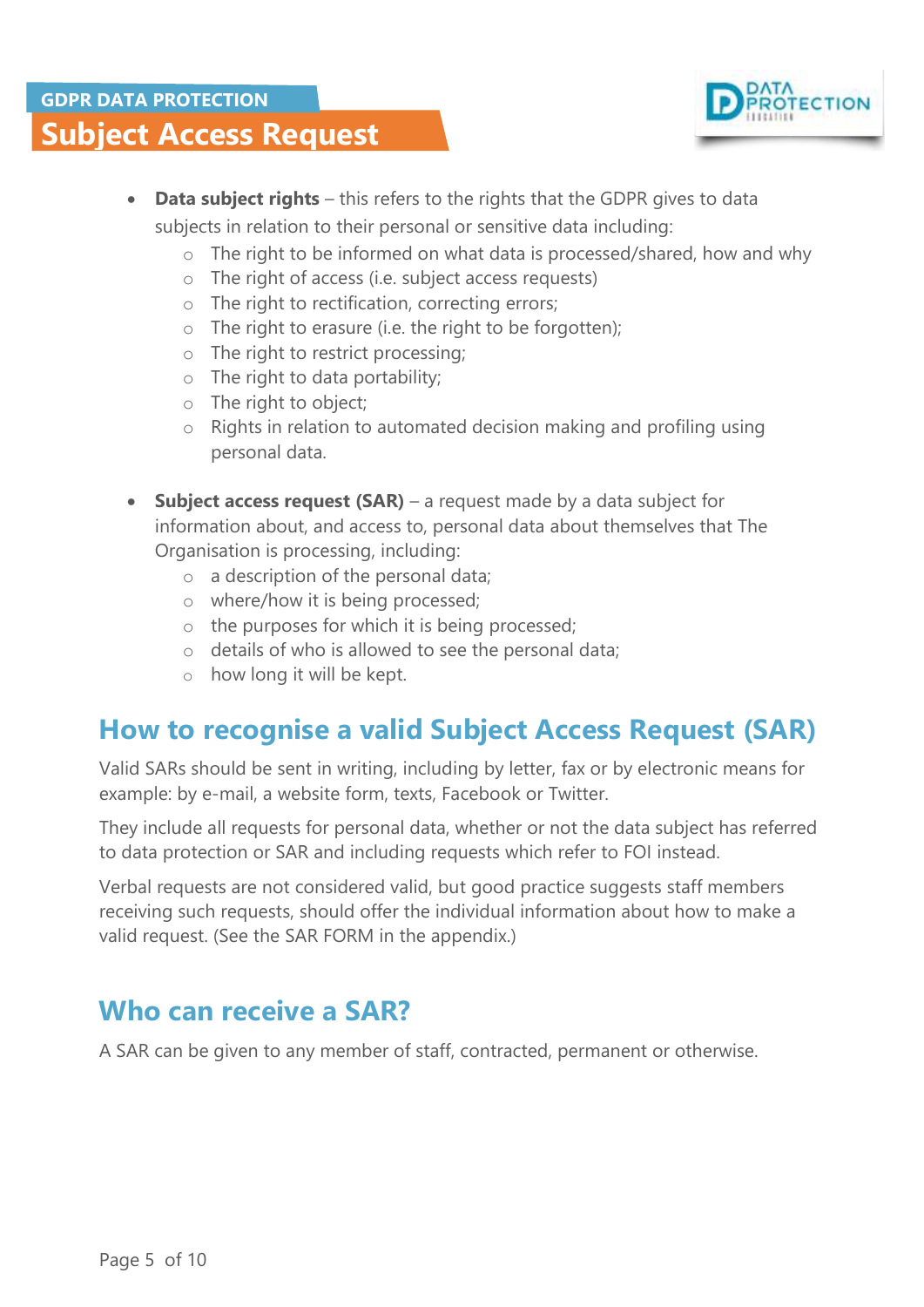- **Data subject rights** – this refers to the rights that the GDPR gives to data subjects in relation to their personal or sensitive data including:
    - The right to be informed on what data is processed/shared, how and why
    - The right of access (i.e. subject access requests)
    - The right to rectification, correcting errors;
    - The right to erasure (i.e. the right to be forgotten);
    - The right to restrict processing;
    - The right to data portability;
    - The right to object;
    - Rights in relation to automated decision making and profiling using personal data.

- **Subject access request (SAR)** – a request made by a data subject for information about, and access to, personal data about themselves that The Organisation is processing, including:
    - a description of the personal data;
    - where/how it is being processed;
    - the purposes for which it is being processed;
    - details of who is allowed to see the personal data;
    - how long it will be kept.

## How to recognise a valid Subject Access Request (SAR)

Valid SARs should be sent in writing, including by letter, fax or by electronic means for example: by e-mail, a website form, texts, Facebook or Twitter.

They include all requests for personal data, whether or not the data subject has referred to data protection or SAR and including requests which refer to FOI instead.

Verbal requests are not considered valid, but good practice suggests staff members receiving such requests, should offer the individual information about how to make a valid request. (See the SAR FORM in the appendix.)

## Who can receive a SAR?

A SAR can be given to any member of staff, contracted, permanent or otherwise.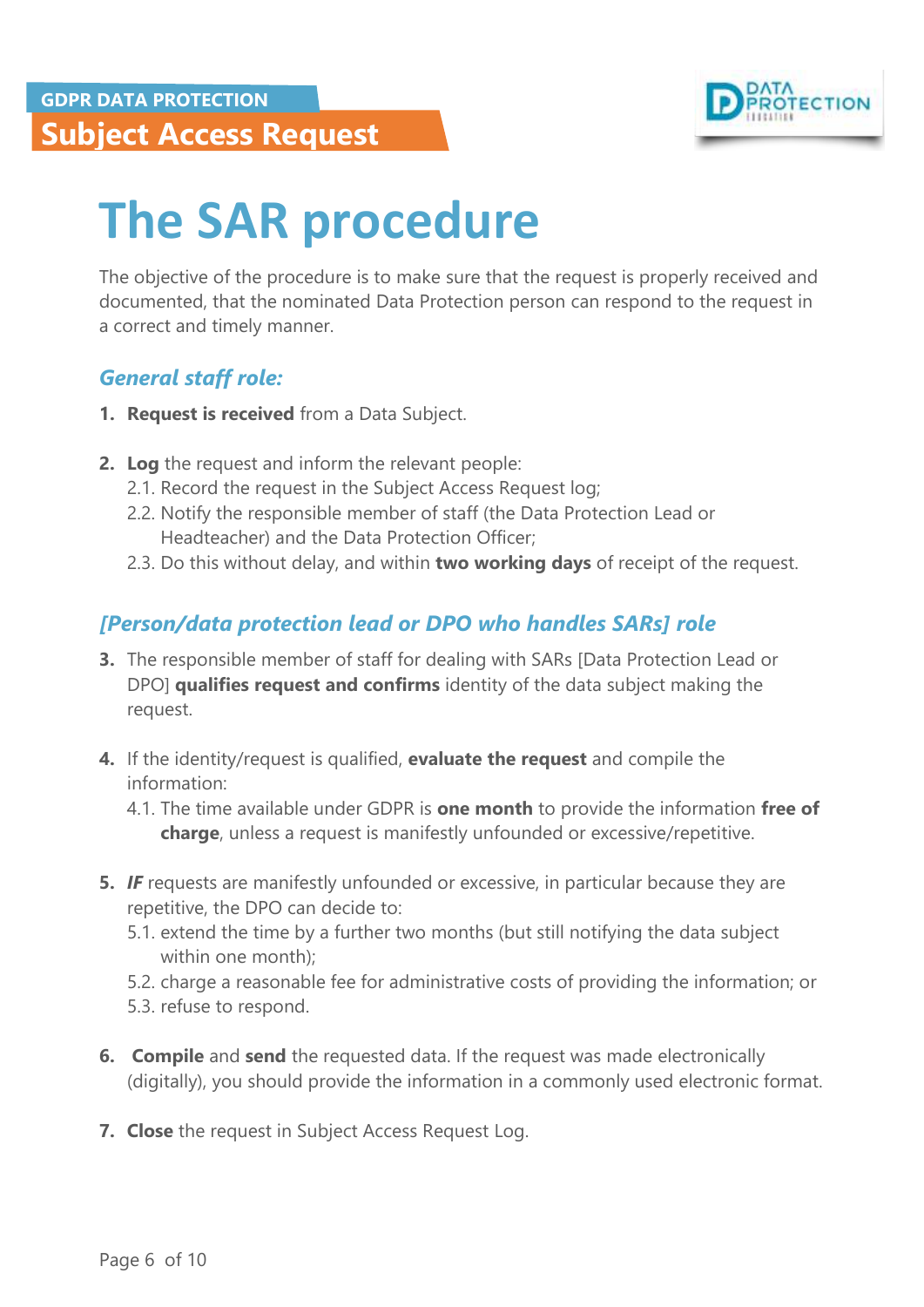# The SAR procedure

The objective of the procedure is to make sure that the request is properly received and documented, that the nominated Data Protection person can respond to the request in a correct and timely manner.

### *General staff role:*

1. **Request is received** from a Data Subject.

2. **Log** the request and inform the relevant people:
   2.1. Record the request in the Subject Access Request log;
   2.2. Notify the responsible member of staff (the Data Protection Lead or Headteacher) and the Data Protection Officer;
   2.3. Do this without delay, and within **two working days** of receipt of the request.

### *[Person/data protection lead or DPO who handles SARs] role*

3. The responsible member of staff for dealing with SARs [Data Protection Lead or DPO] **qualifies request and confirms** identity of the data subject making the request.

4. If the identity/request is qualified, **evaluate the request** and compile the information:
   4.1. The time available under GDPR is **one month** to provide the information **free of charge**, unless a request is manifestly unfounded or excessive/repetitive.

5. ***IF*** requests are manifestly unfounded or excessive, in particular because they are repetitive, the DPO can decide to:
   5.1. extend the time by a further two months (but still notifying the data subject within one month);
   5.2. charge a reasonable fee for administrative costs of providing the information; or
   5.3. refuse to respond.

6. **Compile** and **send** the requested data. If the request was made electronically (digitally), you should provide the information in a commonly used electronic format.

7. **Close** the request in Subject Access Request Log.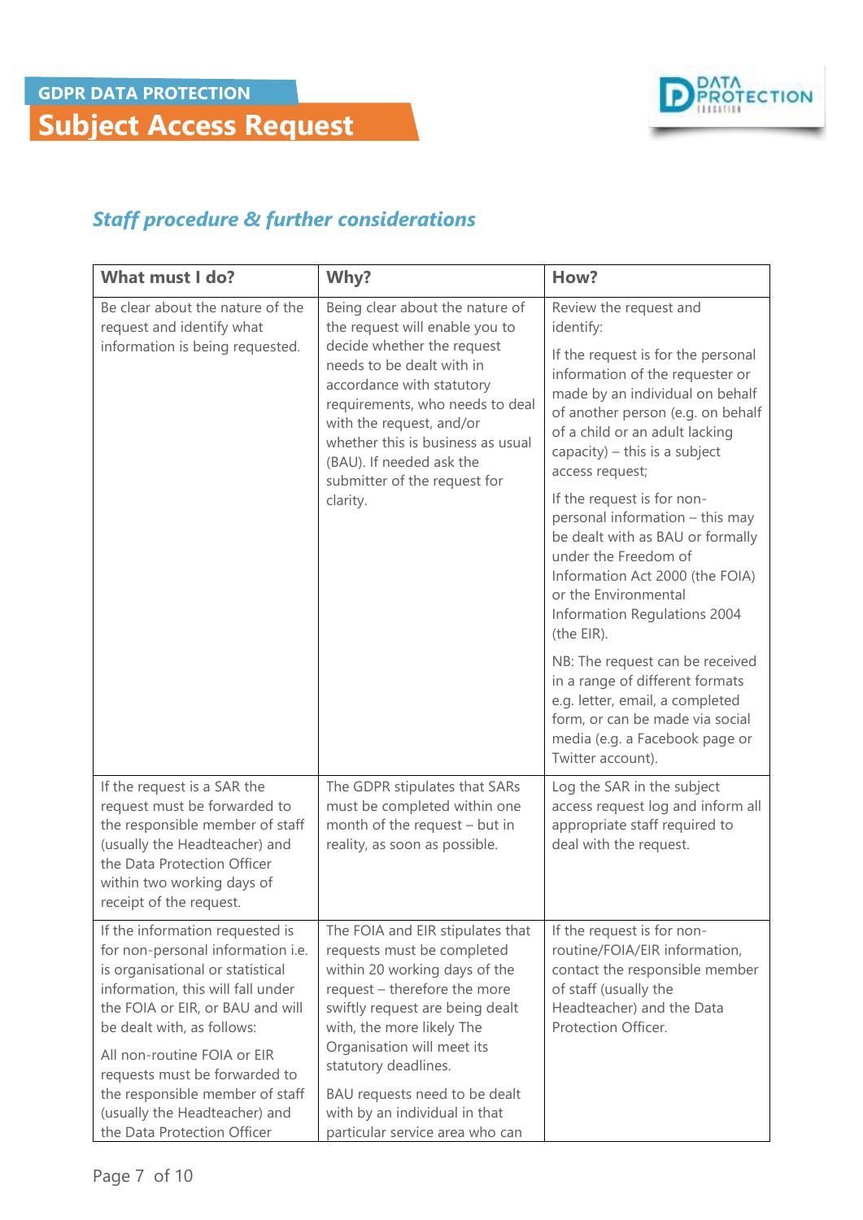GDPR DATA PROTECTION

# Subject Access Request

## *Staff procedure & further considerations*

| What must I do? | Why? | How? |
|---|---|---|
| Be clear about the nature of the request and identify what information is being requested. | Being clear about the nature of the request will enable you to decide whether the request needs to be dealt with in accordance with statutory requirements, who needs to deal with the request, and/or whether this is business as usual (BAU). If needed ask the submitter of the request for clarity. | Review the request and identify:<br><br>If the request is for the personal information of the requester or made by an individual on behalf of another person (e.g. on behalf of a child or an adult lacking capacity) – this is a subject access request;<br><br>If the request is for non-personal information – this may be dealt with as BAU or formally under the Freedom of Information Act 2000 (the FOIA) or the Environmental Information Regulations 2004 (the EIR).<br><br>NB: The request can be received in a range of different formats e.g. letter, email, a completed form, or can be made via social media (e.g. a Facebook page or Twitter account). |
| If the request is a SAR the request must be forwarded to the responsible member of staff (usually the Headteacher) and the Data Protection Officer within two working days of receipt of the request. | The GDPR stipulates that SARs must be completed within one month of the request – but in reality, as soon as possible. | Log the SAR in the subject access request log and inform all appropriate staff required to deal with the request. |
| If the information requested is for non-personal information i.e. is organisational or statistical information, this will fall under the FOIA or EIR, or BAU and will be dealt with, as follows:<br><br>All non-routine FOIA or EIR requests must be forwarded to the responsible member of staff (usually the Headteacher) and the Data Protection Officer | The FOIA and EIR stipulates that requests must be completed within 20 working days of the request – therefore the more swiftly request are being dealt with, the more likely The Organisation will meet its statutory deadlines.<br><br>BAU requests need to be dealt with by an individual in that particular service area who can | If the request is for non-routine/FOIA/EIR information, contact the responsible member of staff (usually the Headteacher) and the Data Protection Officer. |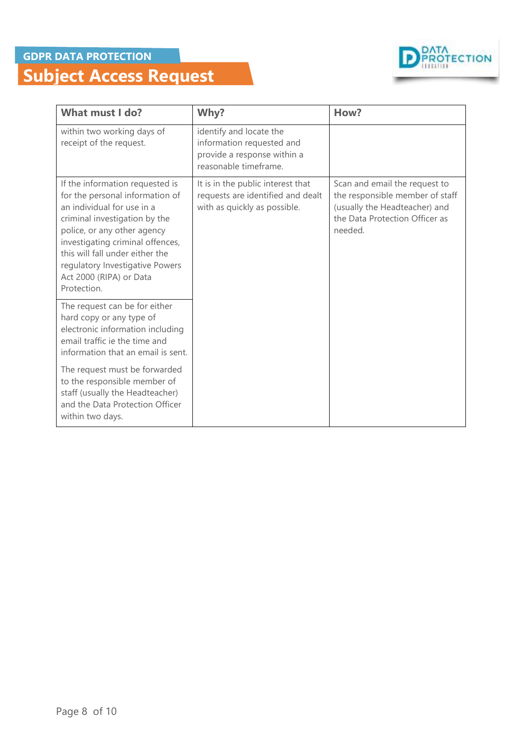GDPR DATA PROTECTION

# Subject Access Request

| What must I do? | Why? | How? |
|---|---|---|
| within two working days of receipt of the request. | identify and locate the information requested and provide a response within a reasonable timeframe. | |
| If the information requested is for the personal information of an individual for use in a criminal investigation by the police, or any other agency investigating criminal offences, this will fall under either the regulatory Investigative Powers Act 2000 (RIPA) or Data Protection. | It is in the public interest that requests are identified and dealt with as quickly as possible. | Scan and email the request to the responsible member of staff (usually the Headteacher) and the Data Protection Officer as needed. |
| The request can be for either hard copy or any type of electronic information including email traffic ie the time and information that an email is sent. The request must be forwarded to the responsible member of staff (usually the Headteacher) and the Data Protection Officer within two days. | | |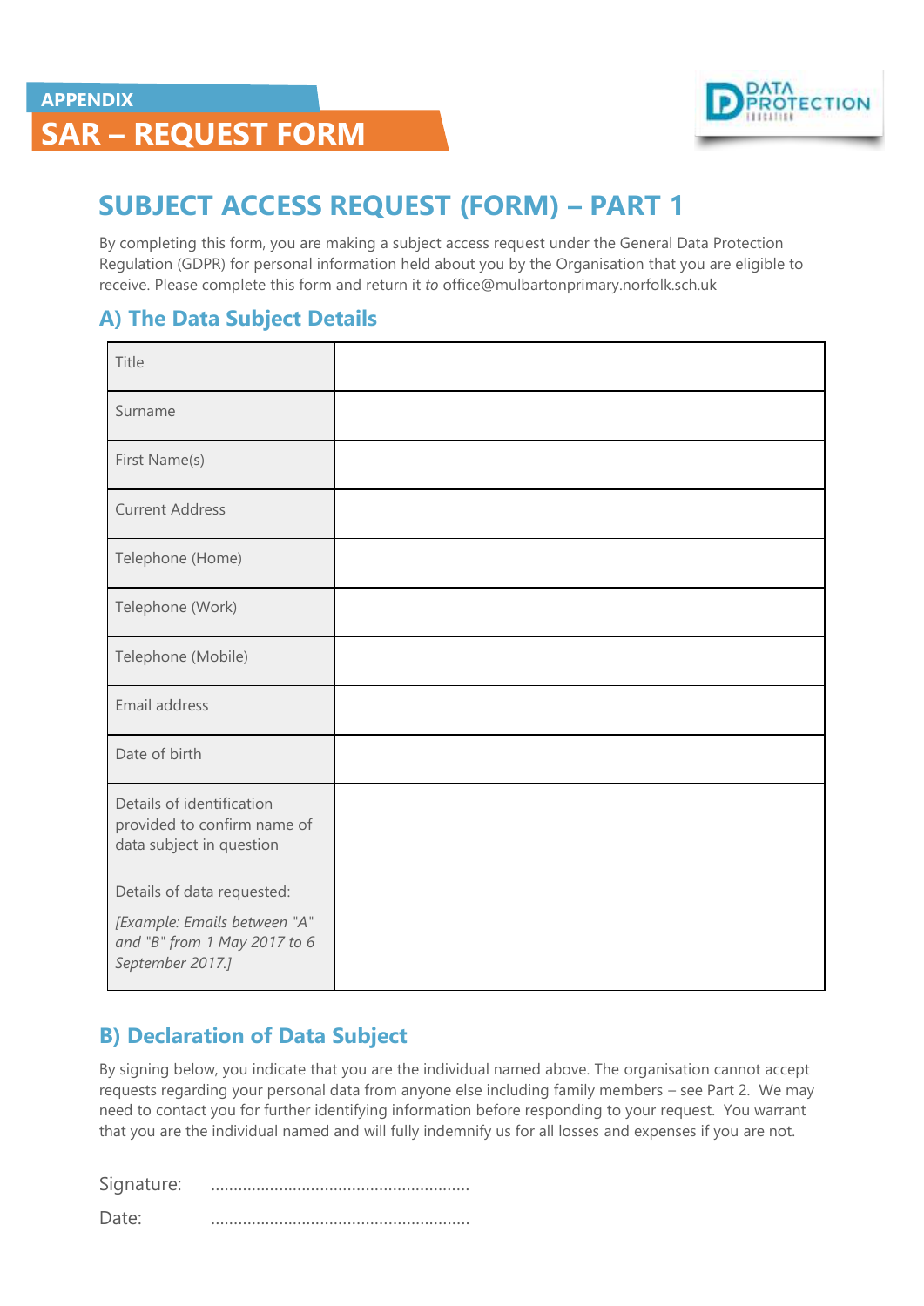APPENDIX

# SAR – REQUEST FORM

## SUBJECT ACCESS REQUEST (FORM) – PART 1

By completing this form, you are making a subject access request under the General Data Protection Regulation (GDPR) for personal information held about you by the Organisation that you are eligible to receive. Please complete this form and return it *to* office@mulbartonprimary.norfolk.sch.uk

### A) The Data Subject Details

| | |
|---|---|
| Title | |
| Surname | |
| First Name(s) | |
| Current Address | |
| Telephone (Home) | |
| Telephone (Work) | |
| Telephone (Mobile) | |
| Email address | |
| Date of birth | |
| Details of identification provided to confirm name of data subject in question | |
| Details of data requested: *[Example: Emails between "A" and "B" from 1 May 2017 to 6 September 2017.]* | |

### B) Declaration of Data Subject

By signing below, you indicate that you are the individual named above. The organisation cannot accept requests regarding your personal data from anyone else including family members – see Part 2. We may need to contact you for further identifying information before responding to your request. You warrant that you are the individual named and will fully indemnify us for all losses and expenses if you are not.

Signature: .........................................................

Date: .........................................................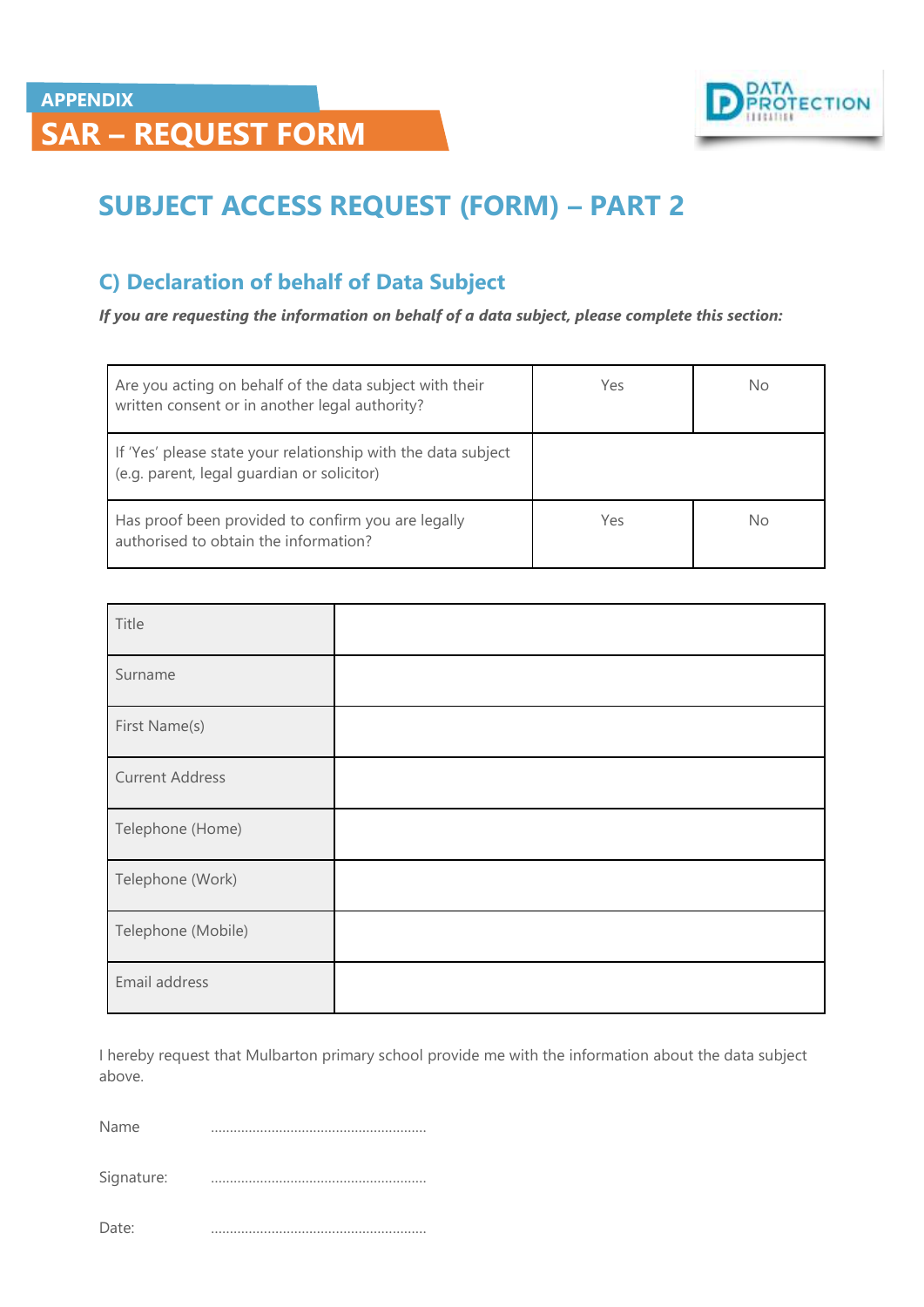APPENDIX

# SAR – REQUEST FORM

## SUBJECT ACCESS REQUEST (FORM) – PART 2

### C) Declaration of behalf of Data Subject

***If you are requesting the information on behalf of a data subject, please complete this section:***

| | | |
|---|---|---|
| Are you acting on behalf of the data subject with their written consent or in another legal authority? | Yes | No |
| If 'Yes' please state your relationship with the data subject (e.g. parent, legal guardian or solicitor) | | |
| Has proof been provided to confirm you are legally authorised to obtain the information? | Yes | No |

| | |
|---|---|
| Title | |
| Surname | |
| First Name(s) | |
| Current Address | |
| Telephone (Home) | |
| Telephone (Work) | |
| Telephone (Mobile) | |
| Email address | |

I hereby request that Mulbarton primary school provide me with the information about the data subject above.

Name ..........................................................

Signature: ..........................................................

Date: ..........................................................